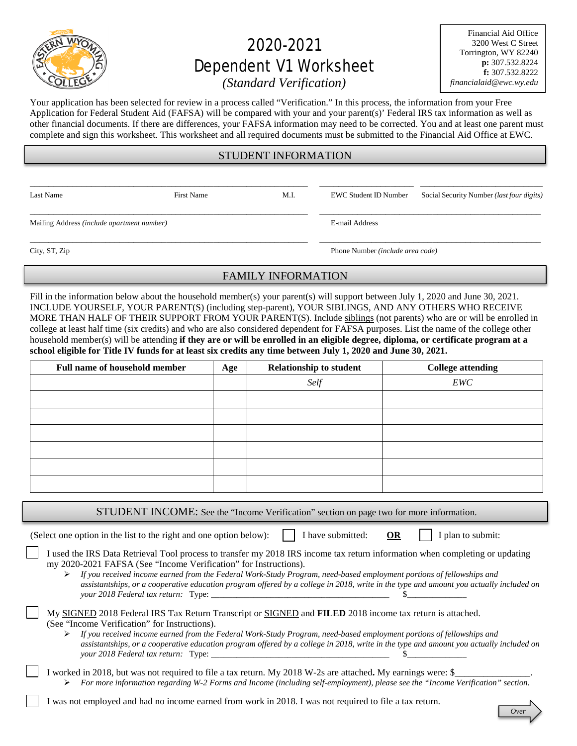# 2020-2021 Dependent V1 Worksheet

*(Standard Verification)*

Financial Aid Office
3200 West C Street
Torrington, WY 82240
**p:** 307.532.8224
**f:** 307.532.8222
*financialaid@ewc.wy.edu*

Your application has been selected for review in a process called "Verification." In this process, the information from your Free Application for Federal Student Aid (FAFSA) will be compared with your and your parent(s)' Federal IRS tax information as well as other financial documents. If there are differences, your FAFSA information may need to be corrected. You and at least one parent must complete and sign this worksheet. This worksheet and all required documents must be submitted to the Financial Aid Office at EWC.

## STUDENT INFORMATION

Last Name ____________ First Name ____________ M.I. ____ EWC Student ID Number ____________ Social Security Number *(last four digits)* ____________

Mailing Address *(include apartment number)* ____________ E-mail Address ____________

City, ST, Zip ____________ Phone Number *(include area code)* ____________

## FAMILY INFORMATION

Fill in the information below about the household member(s) your parent(s) will support between July 1, 2020 and June 30, 2021. INCLUDE YOURSELF, YOUR PARENT(S) (including step-parent), YOUR SIBLINGS, AND ANY OTHERS WHO RECEIVE MORE THAN HALF OF THEIR SUPPORT FROM YOUR PARENT(S). Include siblings (not parents) who are or will be enrolled in college at least half time (six credits) and who are also considered dependent for FAFSA purposes. List the name of the college other household member(s) will be attending **if they are or will be enrolled in an eligible degree, diploma, or certificate program at a school eligible for Title IV funds for at least six credits any time between July 1, 2020 and June 30, 2021.**

| Full name of household member | Age | Relationship to student | College attending |
|---|---|---|---|
| | | *Self* | *EWC* |
| | | | |
| | | | |
| | | | |
| | | | |
| | | | |
| | | | |

## STUDENT INCOME: See the "Income Verification" section on page two for more information.

(Select one option in the list to the right and one option below): ☐ I have submitted: **OR** ☐ I plan to submit:

☐ I used the IRS Data Retrieval Tool process to transfer my 2018 IRS income tax return information when completing or updating my 2020-2021 FAFSA (See "Income Verification" for Instructions).

- *If you received income earned from the Federal Work-Study Program, need-based employment portions of fellowships and assistantships, or a cooperative education program offered by a college in 2018, write in the type and amount you actually included on your 2018 Federal tax return:* Type: ____________ $____________

☐ My SIGNED 2018 Federal IRS Tax Return Transcript or SIGNED and **FILED** 2018 income tax return is attached. (See "Income Verification" for Instructions).

- *If you received income earned from the Federal Work-Study Program, need-based employment portions of fellowships and assistantships, or a cooperative education program offered by a college in 2018, write in the type and amount you actually included on your 2018 Federal tax return:* Type: ____________ $____________

☐ I worked in 2018, but was not required to file a tax return. My 2018 W-2s are attached**.** My earnings were: $____________.

- *For more information regarding W-2 Forms and Income (including self-employment), please see the "Income Verification" section.*

☐ I was not employed and had no income earned from work in 2018. I was not required to file a tax return.

Over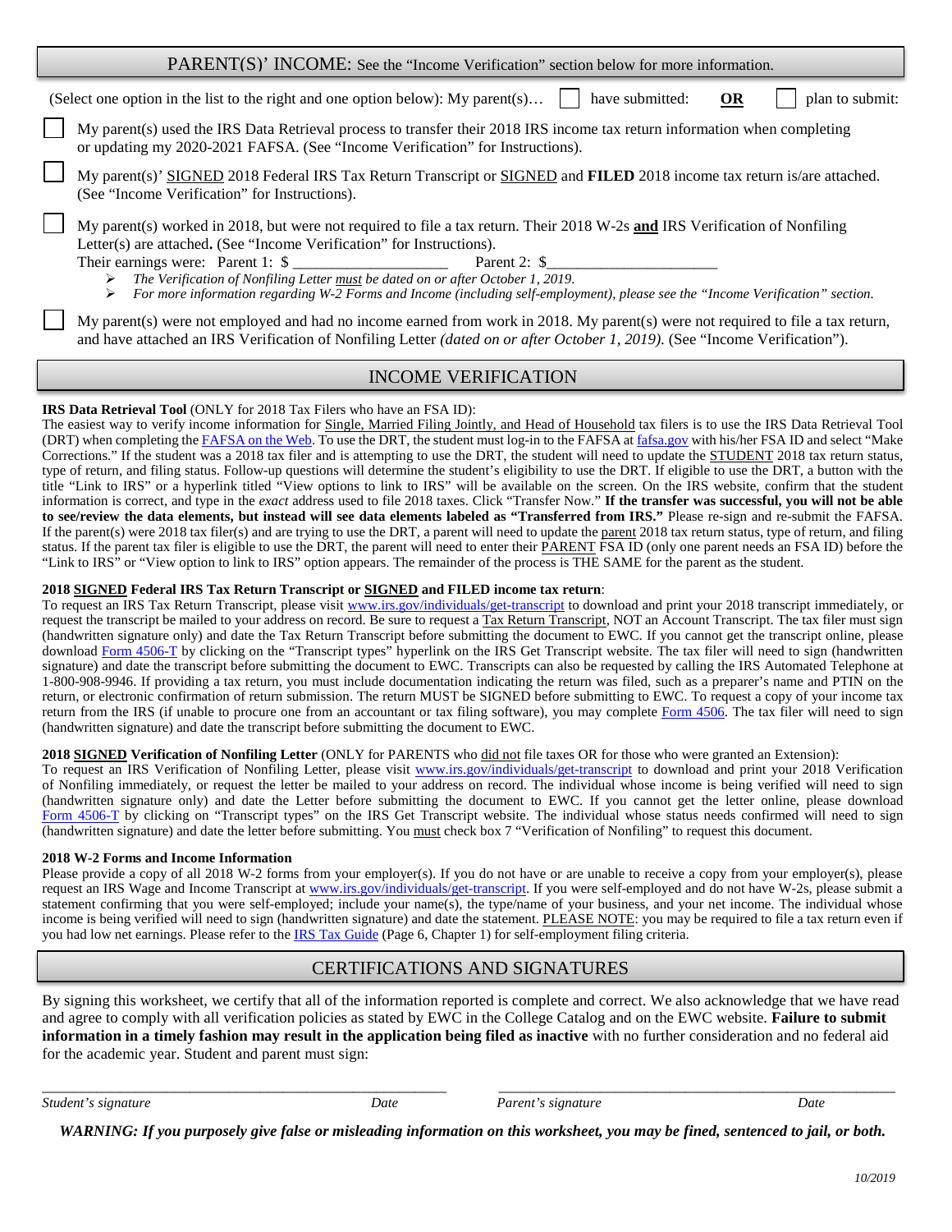## PARENT(S)' INCOME: See the "Income Verification" section below for more information.

(Select one option in the list to the right and one option below): My parent(s)… ☐ have submitted: **OR** ☐ plan to submit:

☐ My parent(s) used the IRS Data Retrieval process to transfer their 2018 IRS income tax return information when completing or updating my 2020-2021 FAFSA. (See "Income Verification" for Instructions).

☐ My parent(s)' SIGNED 2018 Federal IRS Tax Return Transcript or SIGNED and **FILED** 2018 income tax return is/are attached. (See "Income Verification" for Instructions).

☐ My parent(s) worked in 2018, but were not required to file a tax return. Their 2018 W-2s **and** IRS Verification of Nonfiling Letter(s) are attached**.** (See "Income Verification" for Instructions).
Their earnings were: Parent 1: $ ___________________ Parent 2: $_____________________

- *The Verification of Nonfiling Letter must be dated on or after October 1, 2019.*
- *For more information regarding W-2 Forms and Income (including self-employment), please see the "Income Verification" section.*

☐ My parent(s) were not employed and had no income earned from work in 2018. My parent(s) were not required to file a tax return, and have attached an IRS Verification of Nonfiling Letter *(dated on or after October 1, 2019).* (See "Income Verification").

## INCOME VERIFICATION

**IRS Data Retrieval Tool** (ONLY for 2018 Tax Filers who have an FSA ID):
The easiest way to verify income information for Single, Married Filing Jointly, and Head of Household tax filers is to use the IRS Data Retrieval Tool (DRT) when completing the FAFSA on the Web. To use the DRT, the student must log-in to the FAFSA at fafsa.gov with his/her FSA ID and select "Make Corrections." If the student was a 2018 tax filer and is attempting to use the DRT, the student will need to update the STUDENT 2018 tax return status, type of return, and filing status. Follow-up questions will determine the student's eligibility to use the DRT. If eligible to use the DRT, a button with the title "Link to IRS" or a hyperlink titled "View options to link to IRS" will be available on the screen. On the IRS website, confirm that the student information is correct, and type in the *exact* address used to file 2018 taxes. Click "Transfer Now." **If the transfer was successful, you will not be able to see/review the data elements, but instead will see data elements labeled as "Transferred from IRS."** Please re-sign and re-submit the FAFSA. If the parent(s) were 2018 tax filer(s) and are trying to use the DRT, a parent will need to update the parent 2018 tax return status, type of return, and filing status. If the parent tax filer is eligible to use the DRT, the parent will need to enter their PARENT FSA ID (only one parent needs an FSA ID) before the "Link to IRS" or "View option to link to IRS" option appears. The remainder of the process is THE SAME for the parent as the student.

**2018 SIGNED Federal IRS Tax Return Transcript or SIGNED and FILED income tax return**:
To request an IRS Tax Return Transcript, please visit www.irs.gov/individuals/get-transcript to download and print your 2018 transcript immediately, or request the transcript be mailed to your address on record. Be sure to request a Tax Return Transcript, NOT an Account Transcript. The tax filer must sign (handwritten signature only) and date the Tax Return Transcript before submitting the document to EWC. If you cannot get the transcript online, please download Form 4506-T by clicking on the "Transcript types" hyperlink on the IRS Get Transcript website. The tax filer will need to sign (handwritten signature) and date the transcript before submitting the document to EWC. Transcripts can also be requested by calling the IRS Automated Telephone at 1-800-908-9946. If providing a tax return, you must include documentation indicating the return was filed, such as a preparer's name and PTIN on the return, or electronic confirmation of return submission. The return MUST be SIGNED before submitting to EWC. To request a copy of your income tax return from the IRS (if unable to procure one from an accountant or tax filing software), you may complete Form 4506. The tax filer will need to sign (handwritten signature) and date the transcript before submitting the document to EWC.

**2018 SIGNED Verification of Nonfiling Letter** (ONLY for PARENTS who did not file taxes OR for those who were granted an Extension):
To request an IRS Verification of Nonfiling Letter, please visit www.irs.gov/individuals/get-transcript to download and print your 2018 Verification of Nonfiling immediately, or request the letter be mailed to your address on record. The individual whose income is being verified will need to sign (handwritten signature only) and date the Letter before submitting the document to EWC. If you cannot get the letter online, please download Form 4506-T by clicking on "Transcript types" on the IRS Get Transcript website. The individual whose status needs confirmed will need to sign (handwritten signature) and date the letter before submitting. You must check box 7 "Verification of Nonfiling" to request this document.

**2018 W-2 Forms and Income Information**
Please provide a copy of all 2018 W-2 forms from your employer(s). If you do not have or are unable to receive a copy from your employer(s), please request an IRS Wage and Income Transcript at www.irs.gov/individuals/get-transcript. If you were self-employed and do not have W-2s, please submit a statement confirming that you were self-employed; include your name(s), the type/name of your business, and your net income. The individual whose income is being verified will need to sign (handwritten signature) and date the statement. PLEASE NOTE: you may be required to file a tax return even if you had low net earnings. Please refer to the IRS Tax Guide (Page 6, Chapter 1) for self-employment filing criteria.

## CERTIFICATIONS AND SIGNATURES

By signing this worksheet, we certify that all of the information reported is complete and correct. We also acknowledge that we have read and agree to comply with all verification policies as stated by EWC in the College Catalog and on the EWC website. **Failure to submit information in a timely fashion may result in the application being filed as inactive** with no further consideration and no federal aid for the academic year. Student and parent must sign:

_______________________________________________ _______________________________________________
*Student's signature* *Date* *Parent's signature* *Date*

***WARNING: If you purposely give false or misleading information on this worksheet, you may be fined, sentenced to jail, or both.***

*10/2019*